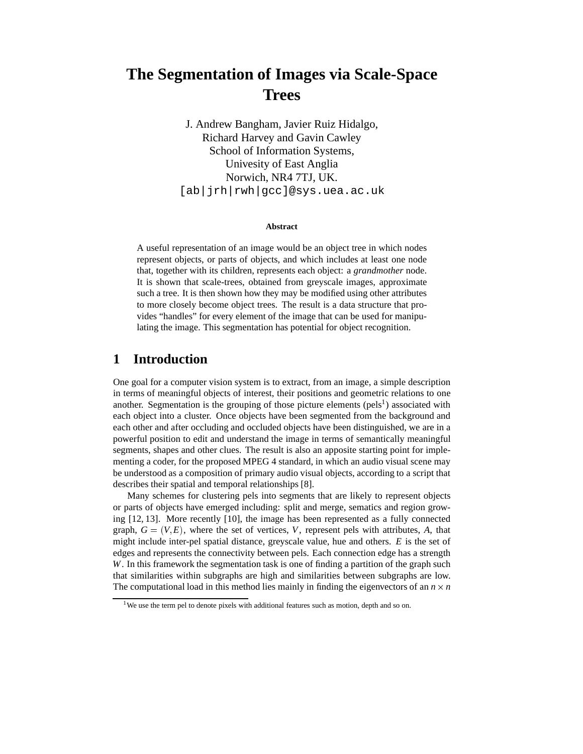# The Segmentation of Images via Scale-Space Trees

J. Andrew Bangham, Javier Ruiz Hidalgo,
Richard Harvey and Gavin Cawley
School of Information Systems,
Univesity of East Anglia
Norwich, NR4 7TJ, UK.
[ab|jrh|rwh|gcc]@sys.uea.ac.uk

**Abstract**

A useful representation of an image would be an object tree in which nodes represent objects, or parts of objects, and which includes at least one node that, together with its children, represents each object: a *grandmother* node. It is shown that scale-trees, obtained from greyscale images, approximate such a tree. It is then shown how they may be modified using other attributes to more closely become object trees. The result is a data structure that provides "handles" for every element of the image that can be used for manipulating the image. This segmentation has potential for object recognition.

## 1 Introduction

One goal for a computer vision system is to extract, from an image, a simple description in terms of meaningful objects of interest, their positions and geometric relations to one another. Segmentation is the grouping of those picture elements (pels[1]) associated with each object into a cluster. Once objects have been segmented from the background and each other and after occluding and occluded objects have been distinguished, we are in a powerful position to edit and understand the image in terms of semantically meaningful segments, shapes and other clues. The result is also an apposite starting point for implementing a coder, for the proposed MPEG 4 standard, in which an audio visual scene may be understood as a composition of primary audio visual objects, according to a script that describes their spatial and temporal relationships [8].

Many schemes for clustering pels into segments that are likely to represent objects or parts of objects have emerged including: split and merge, sematics and region growing [12, 13]. More recently [10], the image has been represented as a fully connected graph, $G = (V, E)$, where the set of vertices, $V$, represent pels with attributes, $A$, that might include inter-pel spatial distance, greyscale value, hue and others. $E$ is the set of edges and represents the connectivity between pels. Each connection edge has a strength $W$. In this framework the segmentation task is one of finding a partition of the graph such that similarities within subgraphs are high and similarities between subgraphs are low. The computational load in this method lies mainly in finding the eigenvectors of an $n \times n$

[1] We use the term pel to denote pixels with additional features such as motion, depth and so on.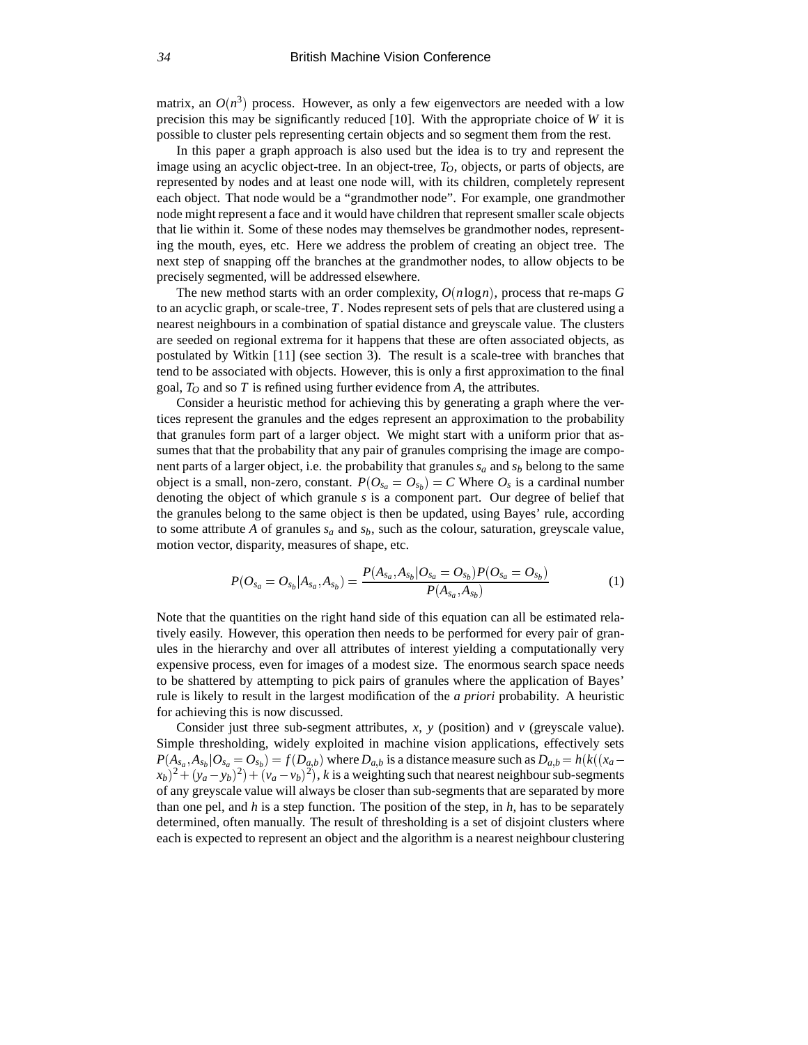matrix, an $O(n^3)$ process. However, as only a few eigenvectors are needed with a low precision this may be significantly reduced [10]. With the appropriate choice of $W$ it is possible to cluster pels representing certain objects and so segment them from the rest.

In this paper a graph approach is also used but the idea is to try and represent the image using an acyclic object-tree. In an object-tree, $T_O$, objects, or parts of objects, are represented by nodes and at least one node will, with its children, completely represent each object. That node would be a "grandmother node". For example, one grandmother node might represent a face and it would have children that represent smaller scale objects that lie within it. Some of these nodes may themselves be grandmother nodes, representing the mouth, eyes, etc. Here we address the problem of creating an object tree. The next step of snapping off the branches at the grandmother nodes, to allow objects to be precisely segmented, will be addressed elsewhere.

The new method starts with an order complexity, $O(n \log n)$, process that re-maps $G$ to an acyclic graph, or scale-tree, $T$. Nodes represent sets of pels that are clustered using a nearest neighbours in a combination of spatial distance and greyscale value. The clusters are seeded on regional extrema for it happens that these are often associated objects, as postulated by Witkin [11] (see section 3). The result is a scale-tree with branches that tend to be associated with objects. However, this is only a first approximation to the final goal, $T_O$ and so $T$ is refined using further evidence from $A$, the attributes.

Consider a heuristic method for achieving this by generating a graph where the vertices represent the granules and the edges represent an approximation to the probability that granules form part of a larger object. We might start with a uniform prior that assumes that that the probability that any pair of granules comprising the image are component parts of a larger object, i.e. the probability that granules $s_a$ and $s_b$ belong to the same object is a small, non-zero, constant. $P(O_{s_a} = O_{s_b}) = C$ Where $O_s$ is a cardinal number denoting the object of which granule $s$ is a component part. Our degree of belief that the granules belong to the same object is then be updated, using Bayes' rule, according to some attribute $A$ of granules $s_a$ and $s_b$, such as the colour, saturation, greyscale value, motion vector, disparity, measures of shape, etc.

$$P(O_{s_a} = O_{s_b} | A_{s_a}, A_{s_b}) = \frac{P(A_{s_a}, A_{s_b} | O_{s_a} = O_{s_b}) P(O_{s_a} = O_{s_b})}{P(A_{s_a}, A_{s_b})} \tag{1}$$

Note that the quantities on the right hand side of this equation can all be estimated relatively easily. However, this operation then needs to be performed for every pair of granules in the hierarchy and over all attributes of interest yielding a computationally very expensive process, even for images of a modest size. The enormous search space needs to be shattered by attempting to pick pairs of granules where the application of Bayes' rule is likely to result in the largest modification of the *a priori* probability. A heuristic for achieving this is now discussed.

Consider just three sub-segment attributes, $x$, $y$ (position) and $v$ (greyscale value). Simple thresholding, widely exploited in machine vision applications, effectively sets $P(A_{s_a}, A_{s_b} | O_{s_a} = O_{s_b}) = f(D_{a,b})$ where $D_{a,b}$ is a distance measure such as $D_{a,b} = h(k((x_a - x_b)^2 + (y_a - y_b)^2) + (v_a - v_b)^2)$, $k$ is a weighting such that nearest neighbour sub-segments of any greyscale value will always be closer than sub-segments that are separated by more than one pel, and $h$ is a step function. The position of the step, in $h$, has to be separately determined, often manually. The result of thresholding is a set of disjoint clusters where each is expected to represent an object and the algorithm is a nearest neighbour clustering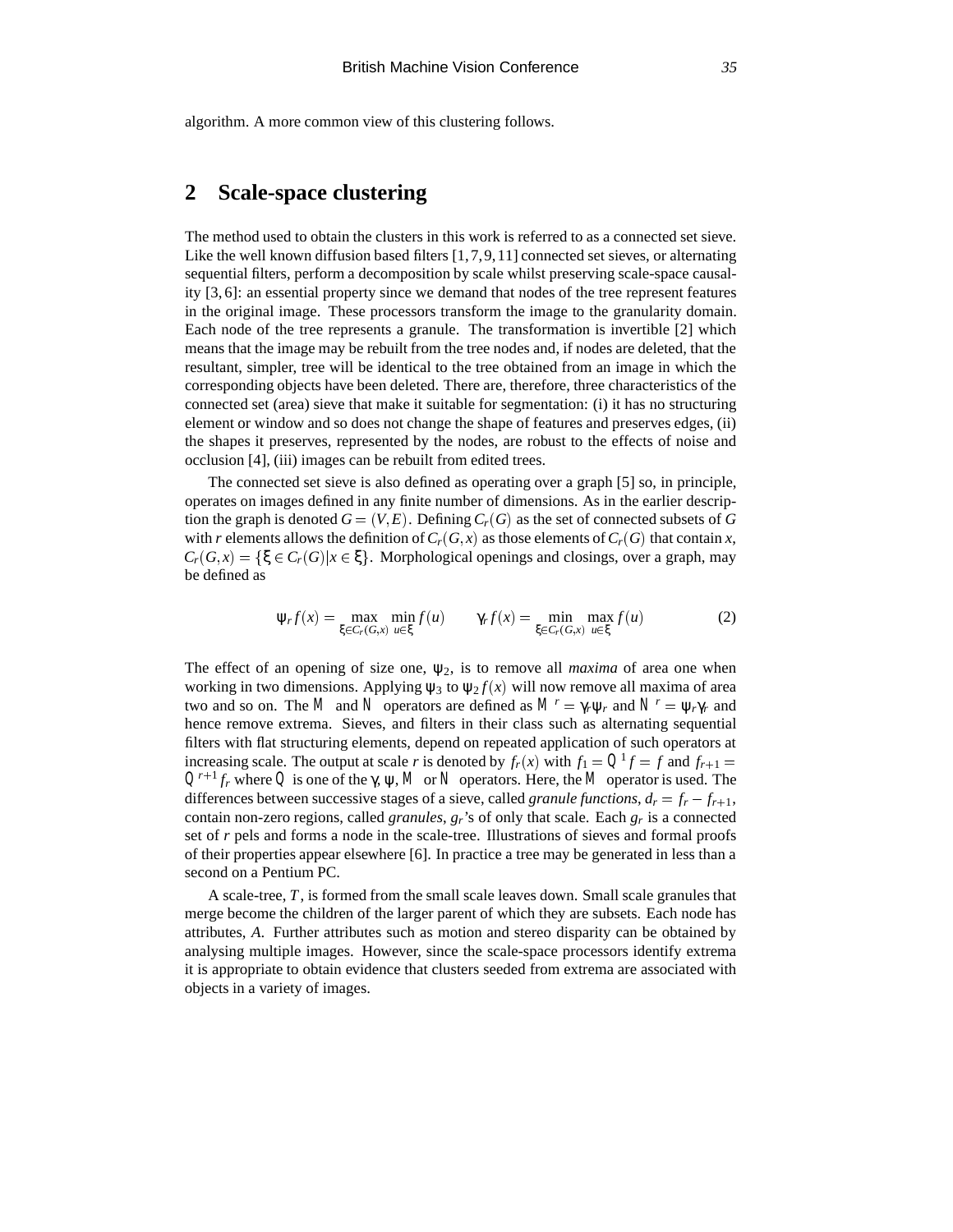algorithm. A more common view of this clustering follows.

## 2 Scale-space clustering

The method used to obtain the clusters in this work is referred to as a connected set sieve. Like the well known diffusion based filters [1, 7, 9, 11] connected set sieves, or alternating sequential filters, perform a decomposition by scale whilst preserving scale-space causality [3, 6]: an essential property since we demand that nodes of the tree represent features in the original image. These processors transform the image to the granularity domain. Each node of the tree represents a granule. The transformation is invertible [2] which means that the image may be rebuilt from the tree nodes and, if nodes are deleted, that the resultant, simpler, tree will be identical to the tree obtained from an image in which the corresponding objects have been deleted. There are, therefore, three characteristics of the connected set (area) sieve that make it suitable for segmentation: (i) it has no structuring element or window and so does not change the shape of features and preserves edges, (ii) the shapes it preserves, represented by the nodes, are robust to the effects of noise and occlusion [4], (iii) images can be rebuilt from edited trees.

The connected set sieve is also defined as operating over a graph [5] so, in principle, operates on images defined in any finite number of dimensions. As in the earlier description the graph is denoted $G = (V, E)$. Defining $C_r(G)$ as the set of connected subsets of $G$ with $r$ elements allows the definition of $C_r(G, x)$ as those elements of $C_r(G)$ that contain $x$, $C_r(G, x) = \{\xi \in C_r(G) | x \in \xi\}$. Morphological openings and closings, over a graph, may be defined as

$$\psi_r f(x) = \max_{\xi \in C_r(G,x)} \min_{u \in \xi} f(u) \qquad \gamma_r f(x) = \min_{\xi \in C_r(G,x)} \max_{u \in \xi} f(u) \tag{2}$$

The effect of an opening of size one, $\psi_2$, is to remove all *maxima* of area one when working in two dimensions. Applying $\psi_3$ to $\psi_2 f(x)$ will now remove all maxima of area two and so on. The $\mathcal{M}$ and $\mathcal{N}$ operators are defined as $\mathcal{M}^r = \gamma_r \psi_r$ and $\mathcal{N}^r = \psi_r \gamma_r$ and hence remove extrema. Sieves, and filters in their class such as alternating sequential filters with flat structuring elements, depend on repeated application of such operators at increasing scale. The output at scale $r$ is denoted by $f_r(x)$ with $f_1 = \mathcal{Q}^1 f = f$ and $f_{r+1} = \mathcal{Q}^{r+1} f_r$ where $\mathcal{Q}$ is one of the $\gamma$, $\psi$, $\mathcal{M}$ or $\mathcal{N}$ operators. Here, the $\mathcal{M}$ operator is used. The differences between successive stages of a sieve, called *granule functions*, $d_r = f_r - f_{r+1}$, contain non-zero regions, called *granules*, $g_r$'s of only that scale. Each $g_r$ is a connected set of $r$ pels and forms a node in the scale-tree. Illustrations of sieves and formal proofs of their properties appear elsewhere [6]. In practice a tree may be generated in less than a second on a Pentium PC.

A scale-tree, $T$, is formed from the small scale leaves down. Small scale granules that merge become the children of the larger parent of which they are subsets. Each node has attributes, $A$. Further attributes such as motion and stereo disparity can be obtained by analysing multiple images. However, since the scale-space processors identify extrema it is appropriate to obtain evidence that clusters seeded from extrema are associated with objects in a variety of images.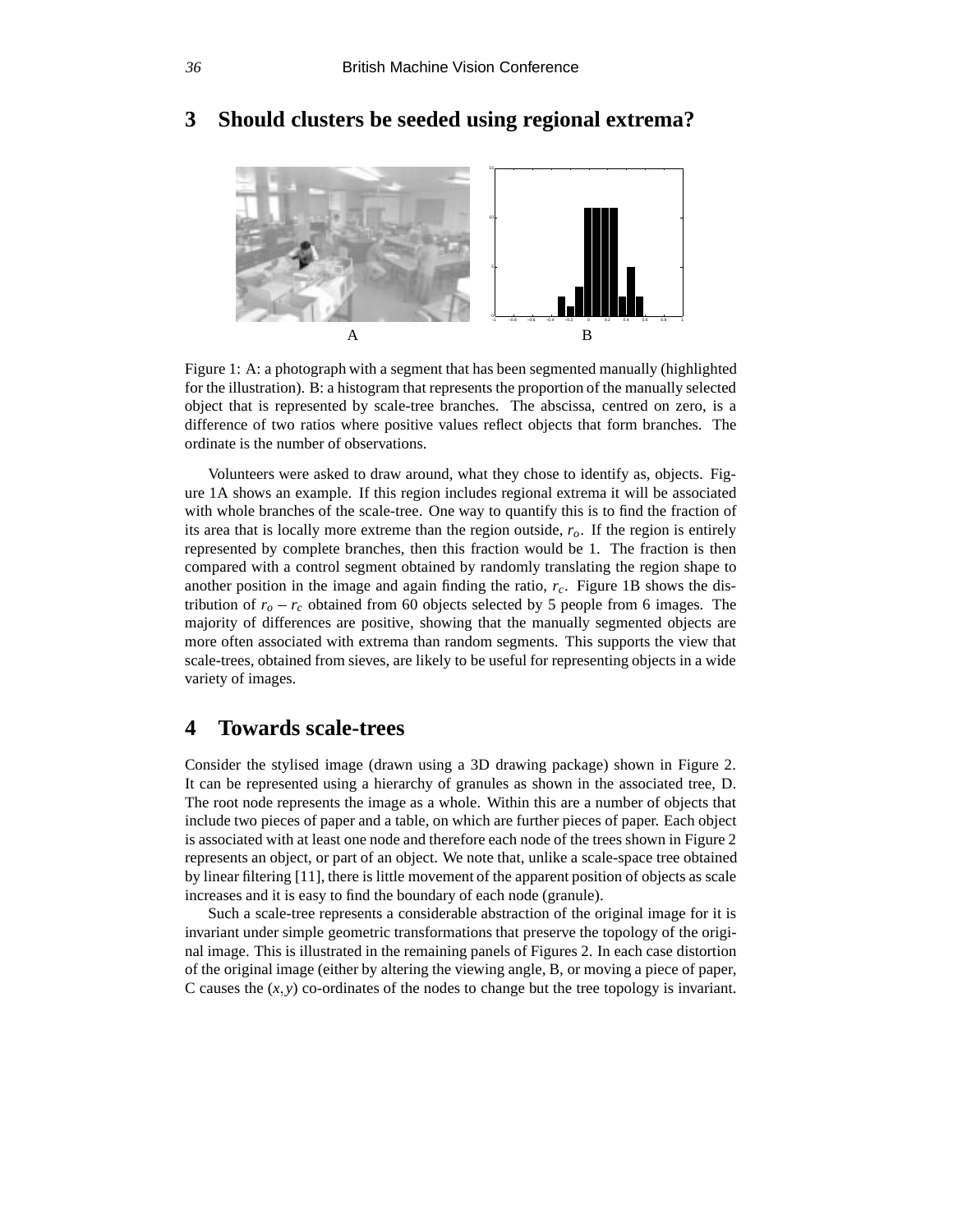## 3 Should clusters be seeded using regional extrema?

Figure 1: A: a photograph with a segment that has been segmented manually (highlighted for the illustration). B: a histogram that represents the proportion of the manually selected object that is represented by scale-tree branches. The abscissa, centred on zero, is a difference of two ratios where positive values reflect objects that form branches. The ordinate is the number of observations.

Volunteers were asked to draw around, what they chose to identify as, objects. Figure 1A shows an example. If this region includes regional extrema it will be associated with whole branches of the scale-tree. One way to quantify this is to find the fraction of its area that is locally more extreme than the region outside, $r_o$. If the region is entirely represented by complete branches, then this fraction would be 1. The fraction is then compared with a control segment obtained by randomly translating the region shape to another position in the image and again finding the ratio, $r_c$. Figure 1B shows the distribution of $r_o - r_c$ obtained from 60 objects selected by 5 people from 6 images. The majority of differences are positive, showing that the manually segmented objects are more often associated with extrema than random segments. This supports the view that scale-trees, obtained from sieves, are likely to be useful for representing objects in a wide variety of images.

## 4 Towards scale-trees

Consider the stylised image (drawn using a 3D drawing package) shown in Figure 2. It can be represented using a hierarchy of granules as shown in the associated tree, D. The root node represents the image as a whole. Within this are a number of objects that include two pieces of paper and a table, on which are further pieces of paper. Each object is associated with at least one node and therefore each node of the trees shown in Figure 2 represents an object, or part of an object. We note that, unlike a scale-space tree obtained by linear filtering [11], there is little movement of the apparent position of objects as scale increases and it is easy to find the boundary of each node (granule).

Such a scale-tree represents a considerable abstraction of the original image for it is invariant under simple geometric transformations that preserve the topology of the original image. This is illustrated in the remaining panels of Figures 2. In each case distortion of the original image (either by altering the viewing angle, B, or moving a piece of paper, C causes the $(x, y)$ co-ordinates of the nodes to change but the tree topology is invariant.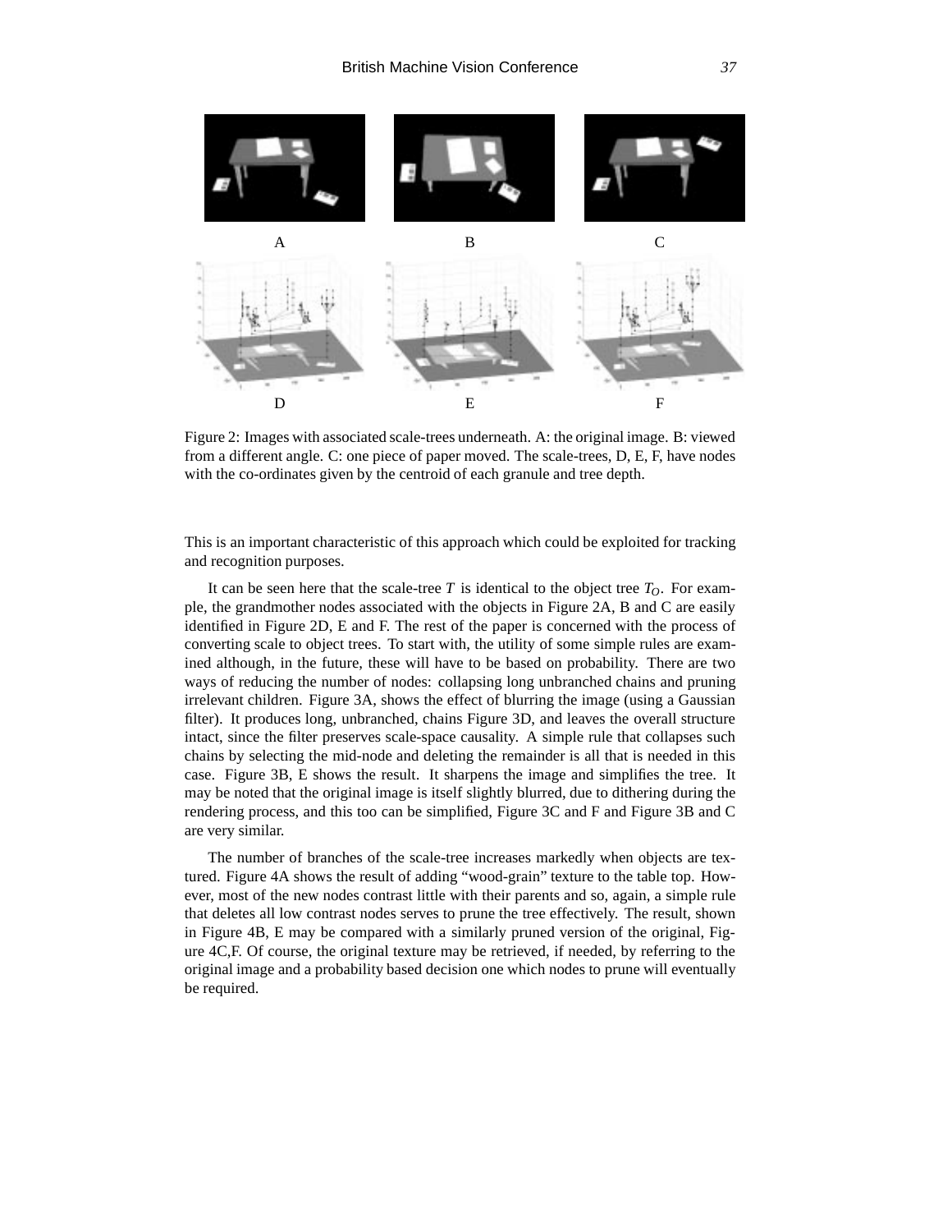Figure 2: Images with associated scale-trees underneath. A: the original image. B: viewed from a different angle. C: one piece of paper moved. The scale-trees, D, E, F, have nodes with the co-ordinates given by the centroid of each granule and tree depth.

This is an important characteristic of this approach which could be exploited for tracking and recognition purposes.

It can be seen here that the scale-tree $T$ is identical to the object tree $T_O$. For example, the grandmother nodes associated with the objects in Figure 2A, B and C are easily identified in Figure 2D, E and F. The rest of the paper is concerned with the process of converting scale to object trees. To start with, the utility of some simple rules are examined although, in the future, these will have to be based on probability. There are two ways of reducing the number of nodes: collapsing long unbranched chains and pruning irrelevant children. Figure 3A, shows the effect of blurring the image (using a Gaussian filter). It produces long, unbranched, chains Figure 3D, and leaves the overall structure intact, since the filter preserves scale-space causality. A simple rule that collapses such chains by selecting the mid-node and deleting the remainder is all that is needed in this case. Figure 3B, E shows the result. It sharpens the image and simplifies the tree. It may be noted that the original image is itself slightly blurred, due to dithering during the rendering process, and this too can be simplified, Figure 3C and F and Figure 3B and C are very similar.

The number of branches of the scale-tree increases markedly when objects are textured. Figure 4A shows the result of adding "wood-grain" texture to the table top. However, most of the new nodes contrast little with their parents and so, again, a simple rule that deletes all low contrast nodes serves to prune the tree effectively. The result, shown in Figure 4B, E may be compared with a similarly pruned version of the original, Figure 4C,F. Of course, the original texture may be retrieved, if needed, by referring to the original image and a probability based decision one which nodes to prune will eventually be required.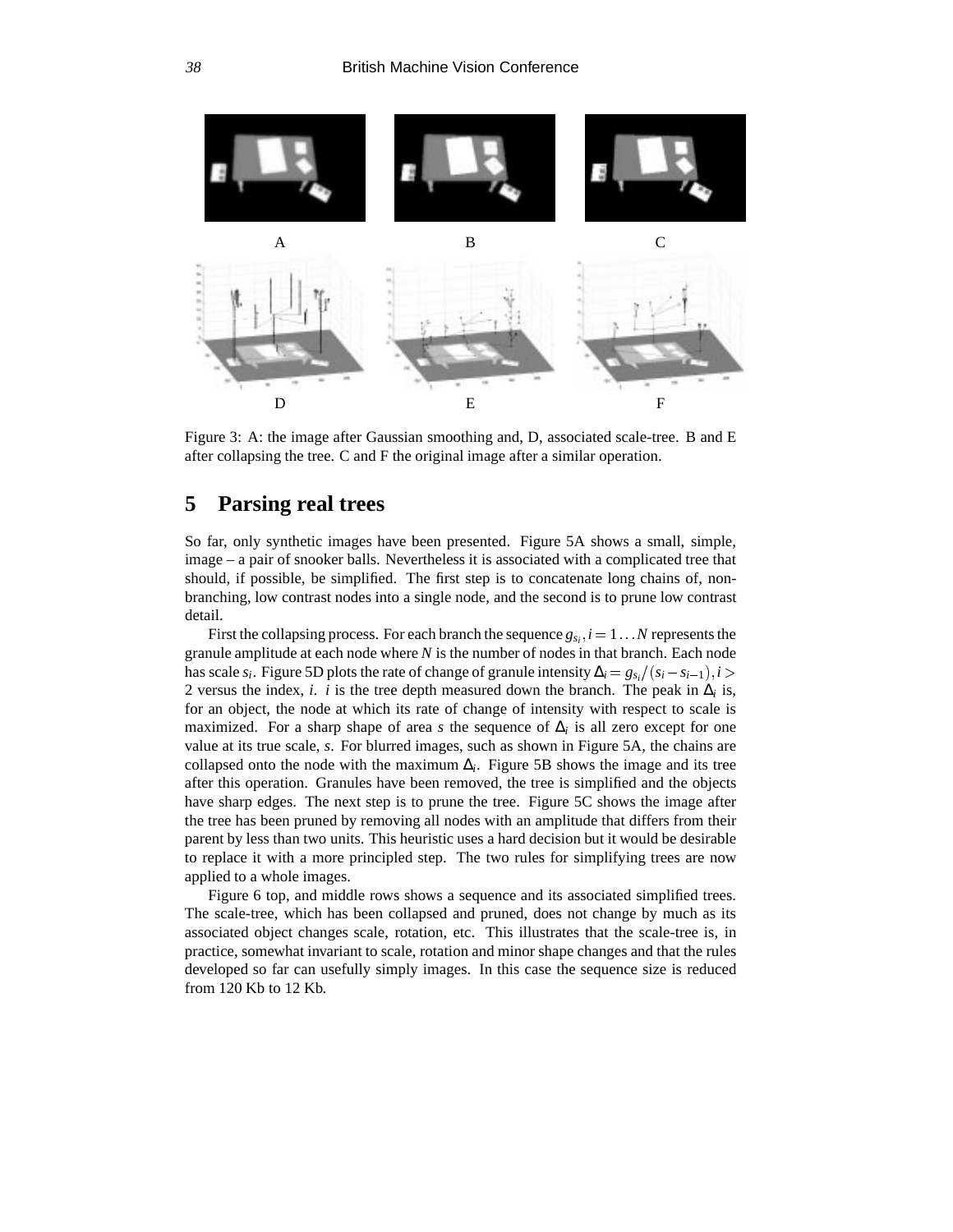Figure 3: A: the image after Gaussian smoothing and, D, associated scale-tree. B and E after collapsing the tree. C and F the original image after a similar operation.

## 5 Parsing real trees

So far, only synthetic images have been presented. Figure 5A shows a small, simple, image – a pair of snooker balls. Nevertheless it is associated with a complicated tree that should, if possible, be simplified. The first step is to concatenate long chains of, non-branching, low contrast nodes into a single node, and the second is to prune low contrast detail.

First the collapsing process. For each branch the sequence $g_{s_i}, i = 1 \ldots N$ represents the granule amplitude at each node where $N$ is the number of nodes in that branch. Each node has scale $s_i$. Figure 5D plots the rate of change of granule intensity $\Delta_i = g_{s_i}/(s_i - s_{i-1}), i > 2$ versus the index, $i$. $i$ is the tree depth measured down the branch. The peak in $\Delta_i$ is, for an object, the node at which its rate of change of intensity with respect to scale is maximized. For a sharp shape of area $s$ the sequence of $\Delta_i$ is all zero except for one value at its true scale, $s$. For blurred images, such as shown in Figure 5A, the chains are collapsed onto the node with the maximum $\Delta_i$. Figure 5B shows the image and its tree after this operation. Granules have been removed, the tree is simplified and the objects have sharp edges. The next step is to prune the tree. Figure 5C shows the image after the tree has been pruned by removing all nodes with an amplitude that differs from their parent by less than two units. This heuristic uses a hard decision but it would be desirable to replace it with a more principled step. The two rules for simplifying trees are now applied to a whole images.

Figure 6 top, and middle rows shows a sequence and its associated simplified trees. The scale-tree, which has been collapsed and pruned, does not change by much as its associated object changes scale, rotation, etc. This illustrates that the scale-tree is, in practice, somewhat invariant to scale, rotation and minor shape changes and that the rules developed so far can usefully simply images. In this case the sequence size is reduced from 120 Kb to 12 Kb.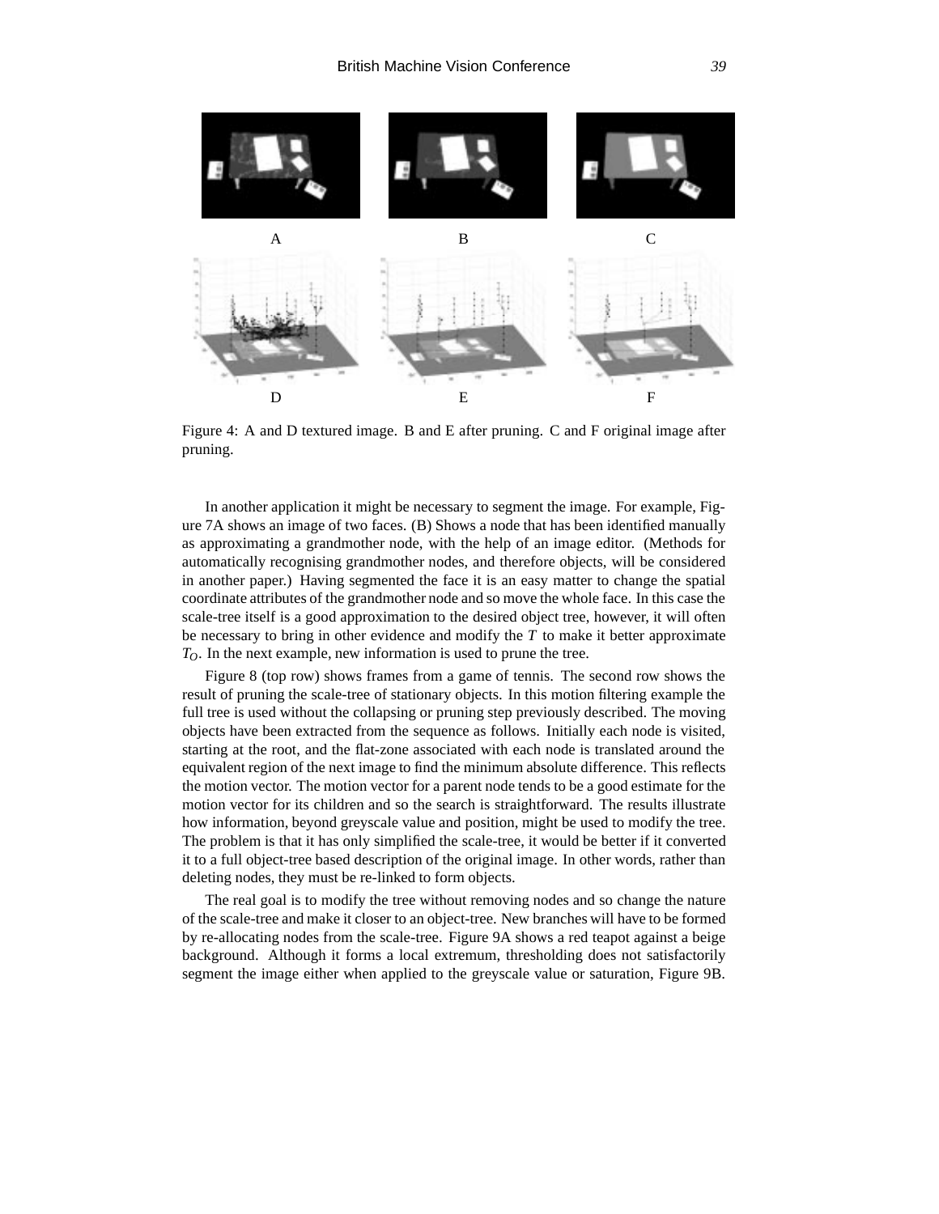Figure 4: A and D textured image. B and E after pruning. C and F original image after pruning.

In another application it might be necessary to segment the image. For example, Figure 7A shows an image of two faces. (B) Shows a node that has been identified manually as approximating a grandmother node, with the help of an image editor. (Methods for automatically recognising grandmother nodes, and therefore objects, will be considered in another paper.) Having segmented the face it is an easy matter to change the spatial coordinate attributes of the grandmother node and so move the whole face. In this case the scale-tree itself is a good approximation to the desired object tree, however, it will often be necessary to bring in other evidence and modify the $T$ to make it better approximate $T_O$. In the next example, new information is used to prune the tree.

Figure 8 (top row) shows frames from a game of tennis. The second row shows the result of pruning the scale-tree of stationary objects. In this motion filtering example the full tree is used without the collapsing or pruning step previously described. The moving objects have been extracted from the sequence as follows. Initially each node is visited, starting at the root, and the flat-zone associated with each node is translated around the equivalent region of the next image to find the minimum absolute difference. This reflects the motion vector. The motion vector for a parent node tends to be a good estimate for the motion vector for its children and so the search is straightforward. The results illustrate how information, beyond greyscale value and position, might be used to modify the tree. The problem is that it has only simplified the scale-tree, it would be better if it converted it to a full object-tree based description of the original image. In other words, rather than deleting nodes, they must be re-linked to form objects.

The real goal is to modify the tree without removing nodes and so change the nature of the scale-tree and make it closer to an object-tree. New branches will have to be formed by re-allocating nodes from the scale-tree. Figure 9A shows a red teapot against a beige background. Although it forms a local extremum, thresholding does not satisfactorily segment the image either when applied to the greyscale value or saturation, Figure 9B.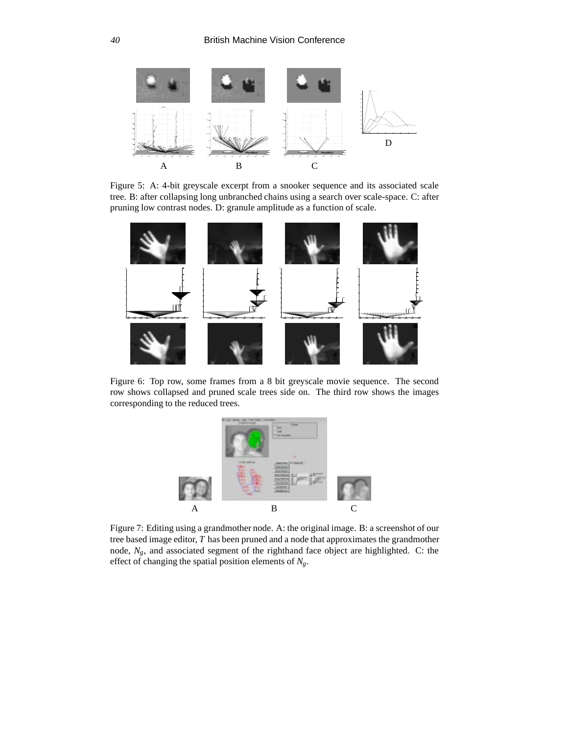Figure 5: A: 4-bit greyscale excerpt from a snooker sequence and its associated scale tree. B: after collapsing long unbranched chains using a search over scale-space. C: after pruning low contrast nodes. D: granule amplitude as a function of scale.

Figure 6: Top row, some frames from a 8 bit greyscale movie sequence. The second row shows collapsed and pruned scale trees side on. The third row shows the images corresponding to the reduced trees.

Figure 7: Editing using a grandmother node. A: the original image. B: a screenshot of our tree based image editor, $T$ has been pruned and a node that approximates the grandmother node, $N_g$, and associated segment of the righthand face object are highlighted. C: the effect of changing the spatial position elements of $N_g$.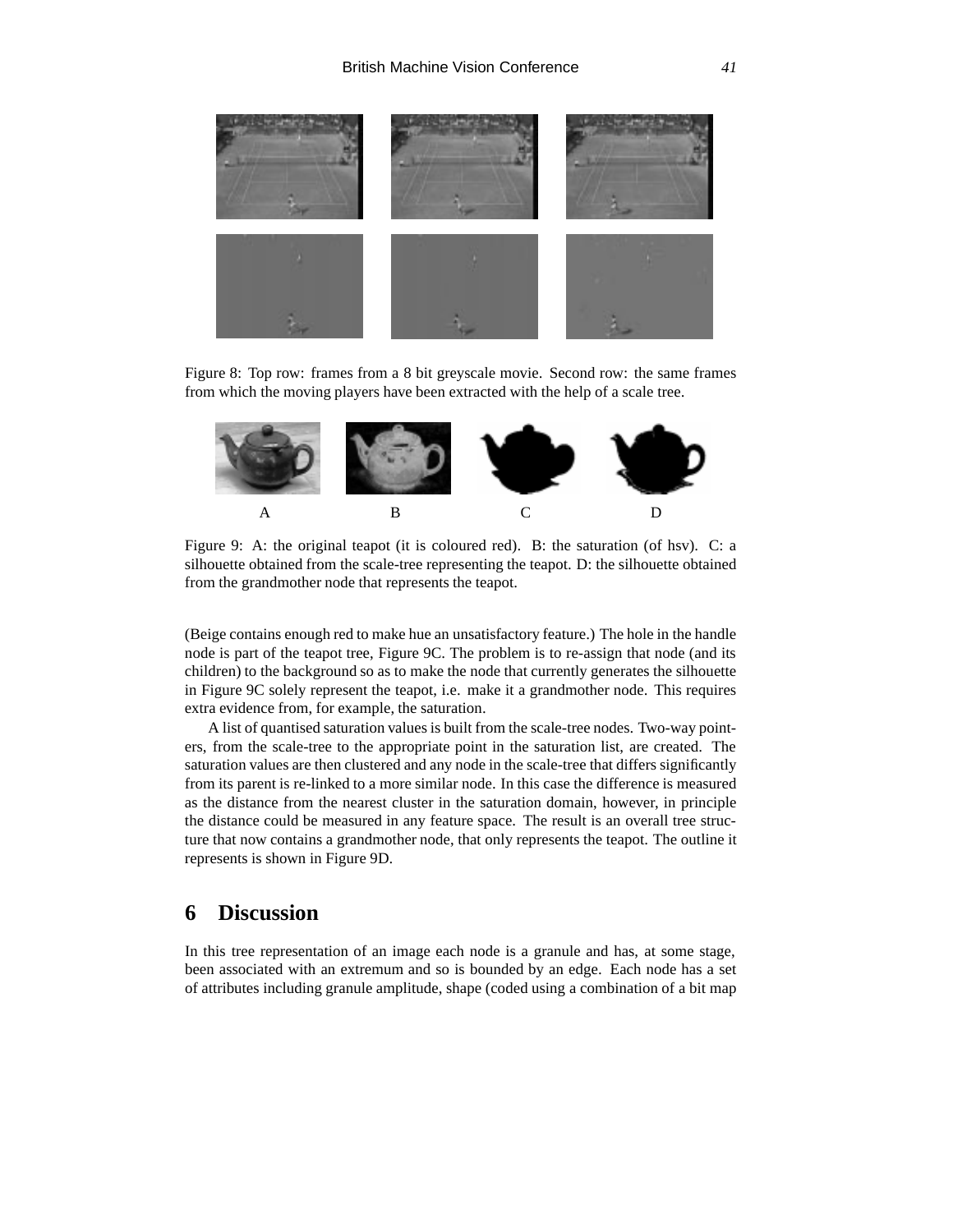Figure 8: Top row: frames from a 8 bit greyscale movie. Second row: the same frames from which the moving players have been extracted with the help of a scale tree.

A B C D

Figure 9: A: the original teapot (it is coloured red). B: the saturation (of hsv). C: a silhouette obtained from the scale-tree representing the teapot. D: the silhouette obtained from the grandmother node that represents the teapot.

(Beige contains enough red to make hue an unsatisfactory feature.) The hole in the handle node is part of the teapot tree, Figure 9C. The problem is to re-assign that node (and its children) to the background so as to make the node that currently generates the silhouette in Figure 9C solely represent the teapot, i.e. make it a grandmother node. This requires extra evidence from, for example, the saturation.

A list of quantised saturation values is built from the scale-tree nodes. Two-way pointers, from the scale-tree to the appropriate point in the saturation list, are created. The saturation values are then clustered and any node in the scale-tree that differs significantly from its parent is re-linked to a more similar node. In this case the difference is measured as the distance from the nearest cluster in the saturation domain, however, in principle the distance could be measured in any feature space. The result is an overall tree structure that now contains a grandmother node, that only represents the teapot. The outline it represents is shown in Figure 9D.

## 6 Discussion

In this tree representation of an image each node is a granule and has, at some stage, been associated with an extremum and so is bounded by an edge. Each node has a set of attributes including granule amplitude, shape (coded using a combination of a bit map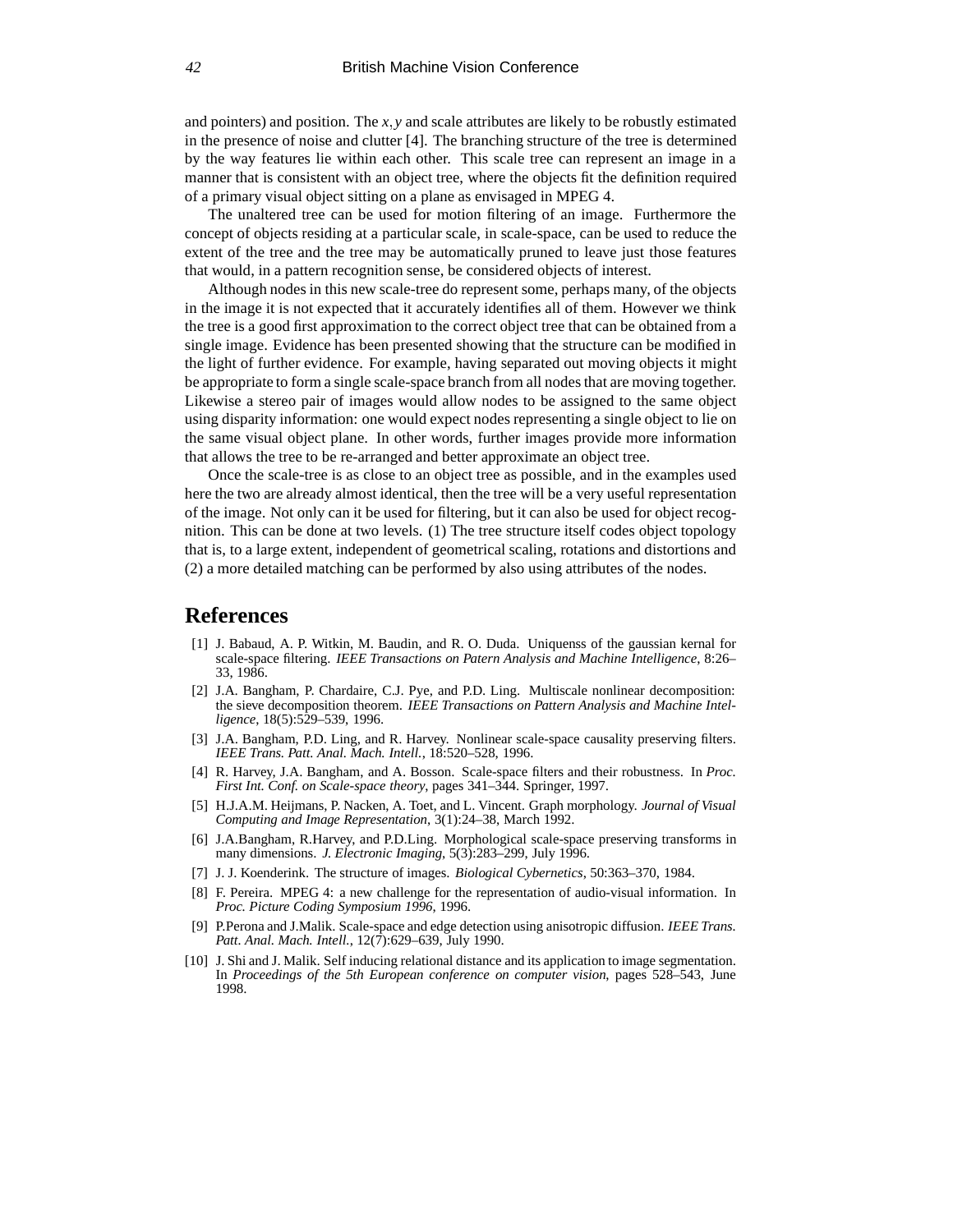and pointers) and position. The $x, y$ and scale attributes are likely to be robustly estimated in the presence of noise and clutter [4]. The branching structure of the tree is determined by the way features lie within each other. This scale tree can represent an image in a manner that is consistent with an object tree, where the objects fit the definition required of a primary visual object sitting on a plane as envisaged in MPEG 4.

The unaltered tree can be used for motion filtering of an image. Furthermore the concept of objects residing at a particular scale, in scale-space, can be used to reduce the extent of the tree and the tree may be automatically pruned to leave just those features that would, in a pattern recognition sense, be considered objects of interest.

Although nodes in this new scale-tree do represent some, perhaps many, of the objects in the image it is not expected that it accurately identifies all of them. However we think the tree is a good first approximation to the correct object tree that can be obtained from a single image. Evidence has been presented showing that the structure can be modified in the light of further evidence. For example, having separated out moving objects it might be appropriate to form a single scale-space branch from all nodes that are moving together. Likewise a stereo pair of images would allow nodes to be assigned to the same object using disparity information: one would expect nodes representing a single object to lie on the same visual object plane. In other words, further images provide more information that allows the tree to be re-arranged and better approximate an object tree.

Once the scale-tree is as close to an object tree as possible, and in the examples used here the two are already almost identical, then the tree will be a very useful representation of the image. Not only can it be used for filtering, but it can also be used for object recognition. This can be done at two levels. (1) The tree structure itself codes object topology that is, to a large extent, independent of geometrical scaling, rotations and distortions and (2) a more detailed matching can be performed by also using attributes of the nodes.

## References

[1] J. Babaud, A. P. Witkin, M. Baudin, and R. O. Duda. Uniquenss of the gaussian kernal for scale-space filtering. *IEEE Transactions on Patern Analysis and Machine Intelligence*, 8:26–33, 1986.

[2] J.A. Bangham, P. Chardaire, C.J. Pye, and P.D. Ling. Multiscale nonlinear decomposition: the sieve decomposition theorem. *IEEE Transactions on Pattern Analysis and Machine Intelligence*, 18(5):529–539, 1996.

[3] J.A. Bangham, P.D. Ling, and R. Harvey. Nonlinear scale-space causality preserving filters. *IEEE Trans. Patt. Anal. Mach. Intell.*, 18:520–528, 1996.

[4] R. Harvey, J.A. Bangham, and A. Bosson. Scale-space filters and their robustness. In *Proc. First Int. Conf. on Scale-space theory*, pages 341–344. Springer, 1997.

[5] H.J.A.M. Heijmans, P. Nacken, A. Toet, and L. Vincent. Graph morphology. *Journal of Visual Computing and Image Representation*, 3(1):24–38, March 1992.

[6] J.A.Bangham, R.Harvey, and P.D.Ling. Morphological scale-space preserving transforms in many dimensions. *J. Electronic Imaging*, 5(3):283–299, July 1996.

[7] J. J. Koenderink. The structure of images. *Biological Cybernetics*, 50:363–370, 1984.

[8] F. Pereira. MPEG 4: a new challenge for the representation of audio-visual information. In *Proc. Picture Coding Symposium 1996*, 1996.

[9] P.Perona and J.Malik. Scale-space and edge detection using anisotropic diffusion. *IEEE Trans. Patt. Anal. Mach. Intell.*, 12(7):629–639, July 1990.

[10] J. Shi and J. Malik. Self inducing relational distance and its application to image segmentation. In *Proceedings of the 5th European conference on computer vision*, pages 528–543, June 1998.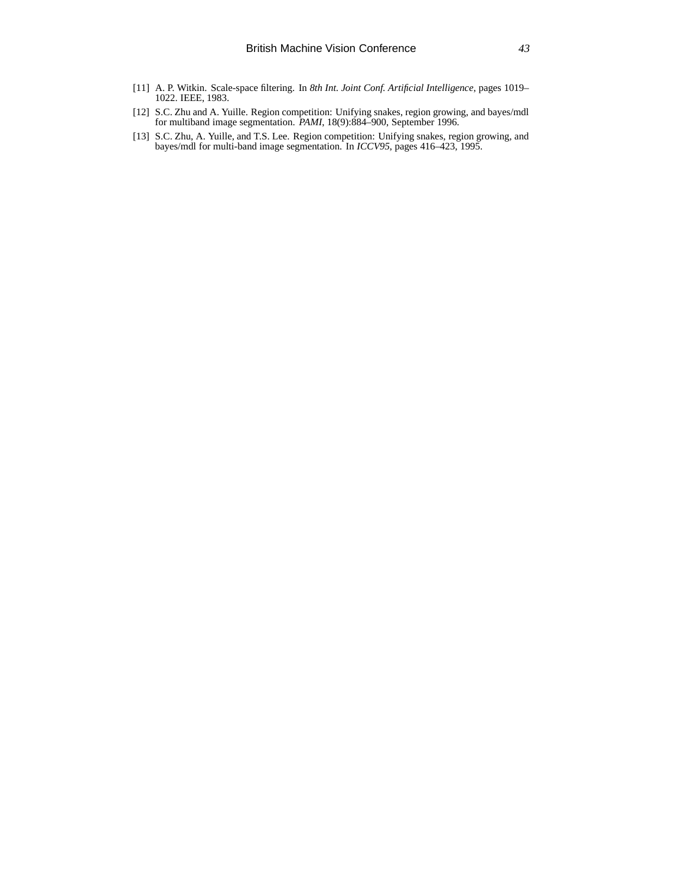[11] A. P. Witkin. Scale-space filtering. In *8th Int. Joint Conf. Artificial Intelligence*, pages 1019–1022. IEEE, 1983.

[12] S.C. Zhu and A. Yuille. Region competition: Unifying snakes, region growing, and bayes/mdl for multiband image segmentation. *PAMI*, 18(9):884–900, September 1996.

[13] S.C. Zhu, A. Yuille, and T.S. Lee. Region competition: Unifying snakes, region growing, and bayes/mdl for multi-band image segmentation. In *ICCV95*, pages 416–423, 1995.